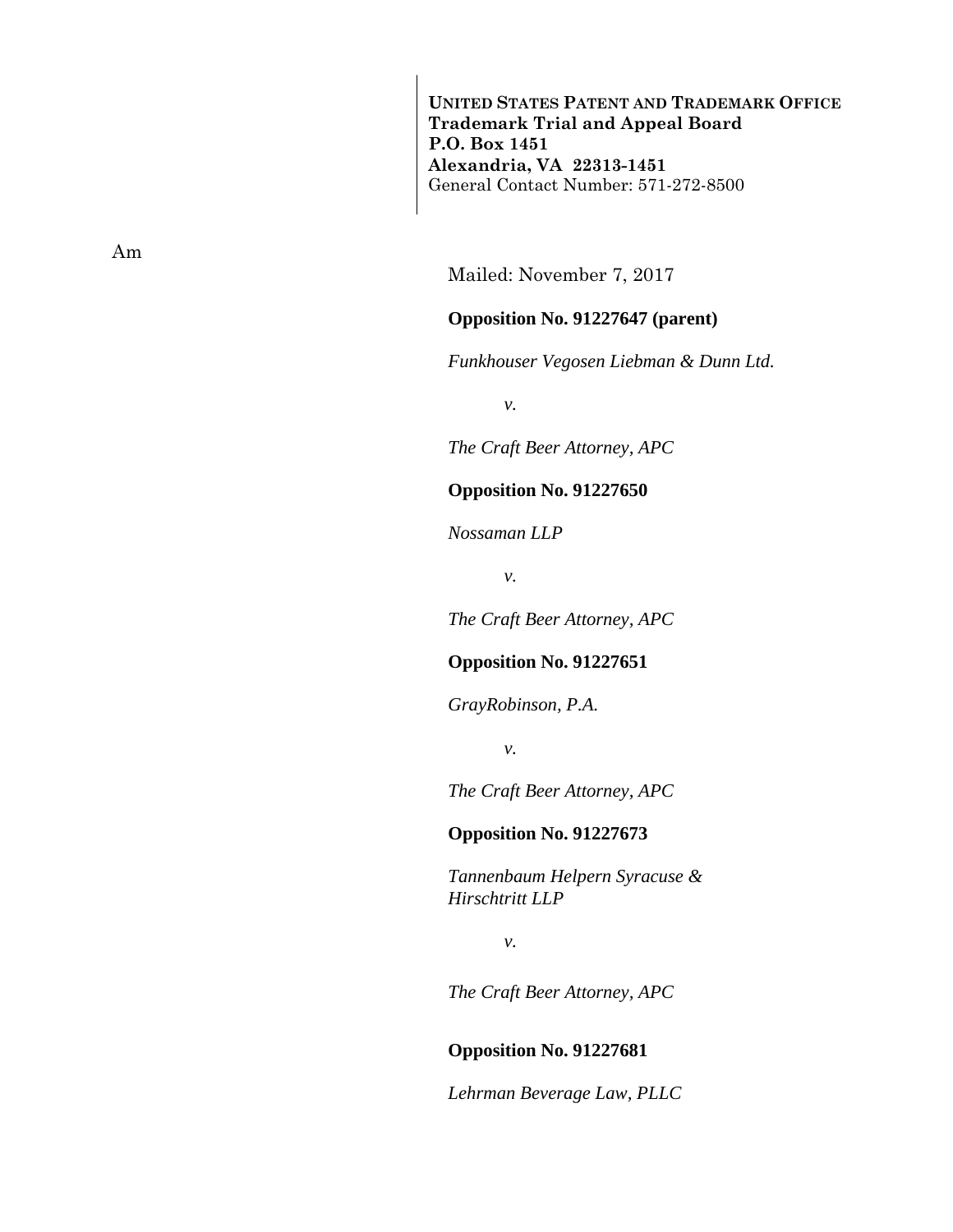**UNITED STATES PATENT AND TRADEMARK OFFICE**
**Trademark Trial and Appeal Board**
**P.O. Box 1451**
**Alexandria, VA 22313-1451**
General Contact Number: 571-272-8500

Am

Mailed: November 7, 2017

**Opposition No. 91227647 (parent)**

*Funkhouser Vegosen Liebman & Dunn Ltd.*

*v.*

*The Craft Beer Attorney, APC*

**Opposition No. 91227650**

*Nossaman LLP*

*v.*

*The Craft Beer Attorney, APC*

**Opposition No. 91227651**

*GrayRobinson, P.A.*

*v.*

*The Craft Beer Attorney, APC*

**Opposition No. 91227673**

*Tannenbaum Helpern Syracuse & Hirschtritt LLP*

*v.*

*The Craft Beer Attorney, APC*

**Opposition No. 91227681**

*Lehrman Beverage Law, PLLC*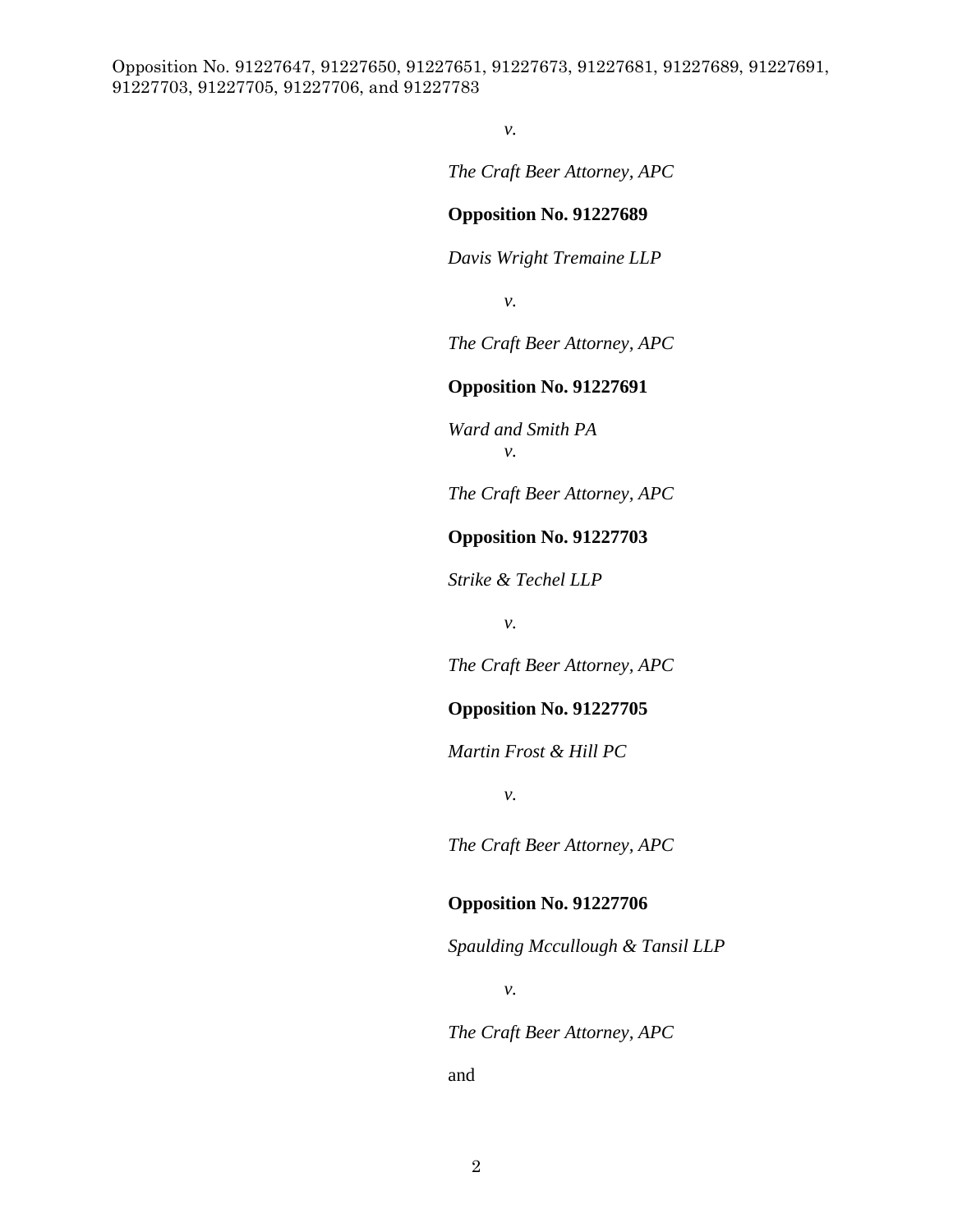*v.*

*The Craft Beer Attorney, APC*

**Opposition No. 91227689**

*Davis Wright Tremaine LLP*

*v.*

*The Craft Beer Attorney, APC*

**Opposition No. 91227691**

*Ward and Smith PA*
*v.*

*The Craft Beer Attorney, APC*

**Opposition No. 91227703**

*Strike & Techel LLP*

*v.*

*The Craft Beer Attorney, APC*

**Opposition No. 91227705**

*Martin Frost & Hill PC*

*v.*

*The Craft Beer Attorney, APC*

**Opposition No. 91227706**

*Spaulding Mccullough & Tansil LLP*

*v.*

*The Craft Beer Attorney, APC*

and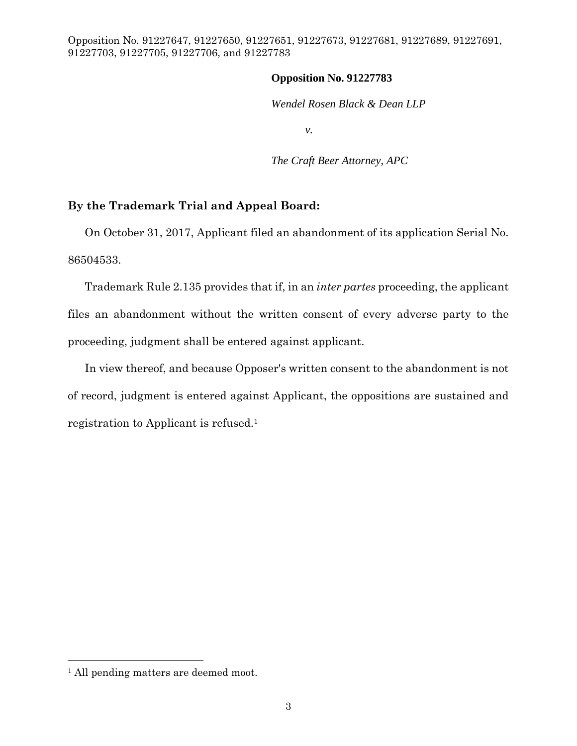**Opposition No. 91227783**

*Wendel Rosen Black & Dean LLP*

*v.*

*The Craft Beer Attorney, APC*

**By the Trademark Trial and Appeal Board:**

On October 31, 2017, Applicant filed an abandonment of its application Serial No. 86504533.

Trademark Rule 2.135 provides that if, in an *inter partes* proceeding, the applicant files an abandonment without the written consent of every adverse party to the proceeding, judgment shall be entered against applicant.

In view thereof, and because Opposer's written consent to the abandonment is not of record, judgment is entered against Applicant, the oppositions are sustained and registration to Applicant is refused.[1]

---

[1] All pending matters are deemed moot.